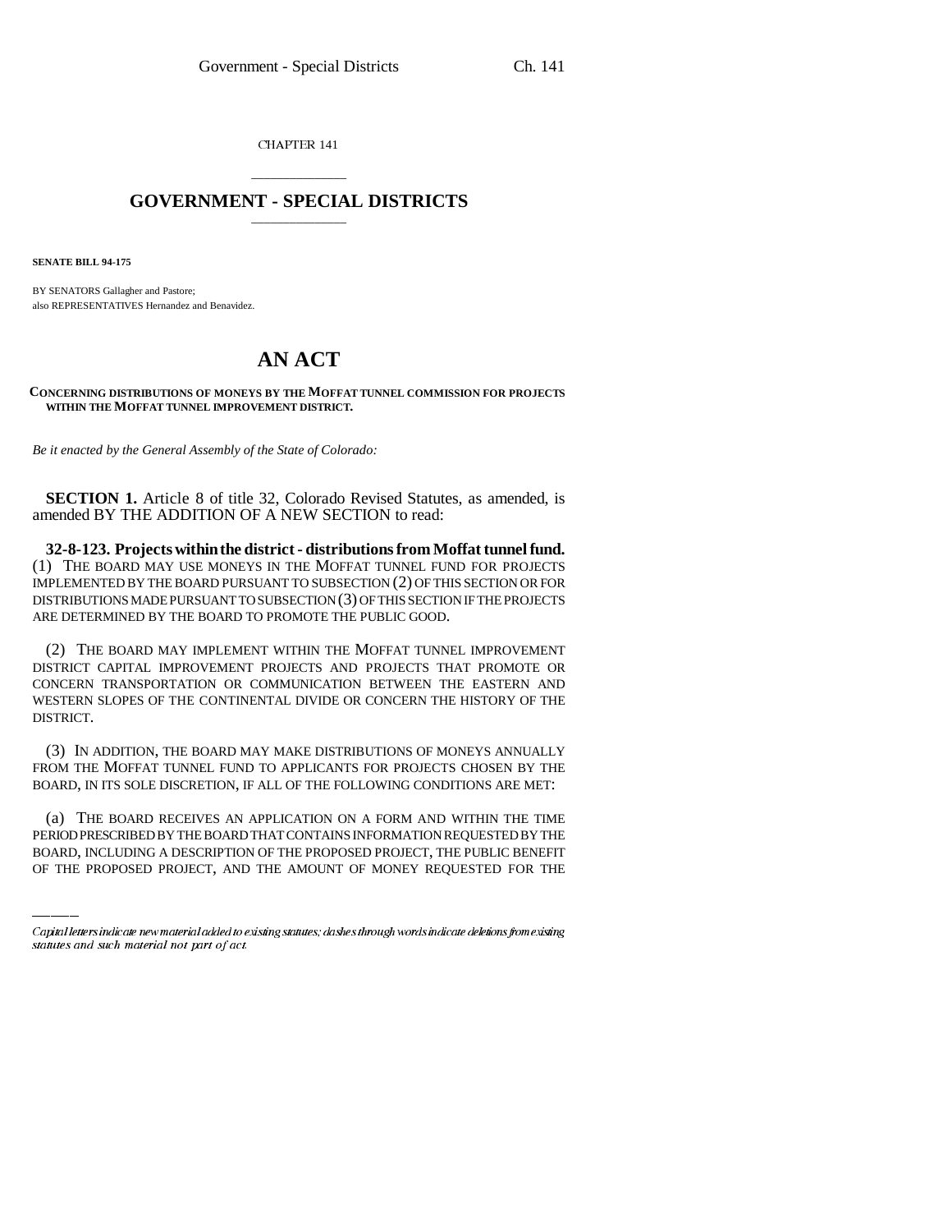CHAPTER 141

# GOVERNMENT - SPECIAL DISTRICTS

**SENATE BILL 94-175**

BY SENATORS Gallagher and Pastore;
also REPRESENTATIVES Hernandez and Benavidez.

# AN ACT

**CONCERNING DISTRIBUTIONS OF MONEYS BY THE MOFFAT TUNNEL COMMISSION FOR PROJECTS WITHIN THE MOFFAT TUNNEL IMPROVEMENT DISTRICT.**

*Be it enacted by the General Assembly of the State of Colorado:*

**SECTION 1.** Article 8 of title 32, Colorado Revised Statutes, as amended, is amended BY THE ADDITION OF A NEW SECTION to read:

**32-8-123. Projects within the district - distributions from Moffat tunnel fund.** (1) THE BOARD MAY USE MONEYS IN THE MOFFAT TUNNEL FUND FOR PROJECTS IMPLEMENTED BY THE BOARD PURSUANT TO SUBSECTION (2) OF THIS SECTION OR FOR DISTRIBUTIONS MADE PURSUANT TO SUBSECTION (3) OF THIS SECTION IF THE PROJECTS ARE DETERMINED BY THE BOARD TO PROMOTE THE PUBLIC GOOD.

(2) THE BOARD MAY IMPLEMENT WITHIN THE MOFFAT TUNNEL IMPROVEMENT DISTRICT CAPITAL IMPROVEMENT PROJECTS AND PROJECTS THAT PROMOTE OR CONCERN TRANSPORTATION OR COMMUNICATION BETWEEN THE EASTERN AND WESTERN SLOPES OF THE CONTINENTAL DIVIDE OR CONCERN THE HISTORY OF THE DISTRICT.

(3) IN ADDITION, THE BOARD MAY MAKE DISTRIBUTIONS OF MONEYS ANNUALLY FROM THE MOFFAT TUNNEL FUND TO APPLICANTS FOR PROJECTS CHOSEN BY THE BOARD, IN ITS SOLE DISCRETION, IF ALL OF THE FOLLOWING CONDITIONS ARE MET:

(a) THE BOARD RECEIVES AN APPLICATION ON A FORM AND WITHIN THE TIME PERIOD PRESCRIBED BY THE BOARD THAT CONTAINS INFORMATION REQUESTED BY THE BOARD, INCLUDING A DESCRIPTION OF THE PROPOSED PROJECT, THE PUBLIC BENEFIT OF THE PROPOSED PROJECT, AND THE AMOUNT OF MONEY REQUESTED FOR THE

Capital letters indicate new material added to existing statutes; dashes through words indicate deletions from existing statutes and such material not part of act.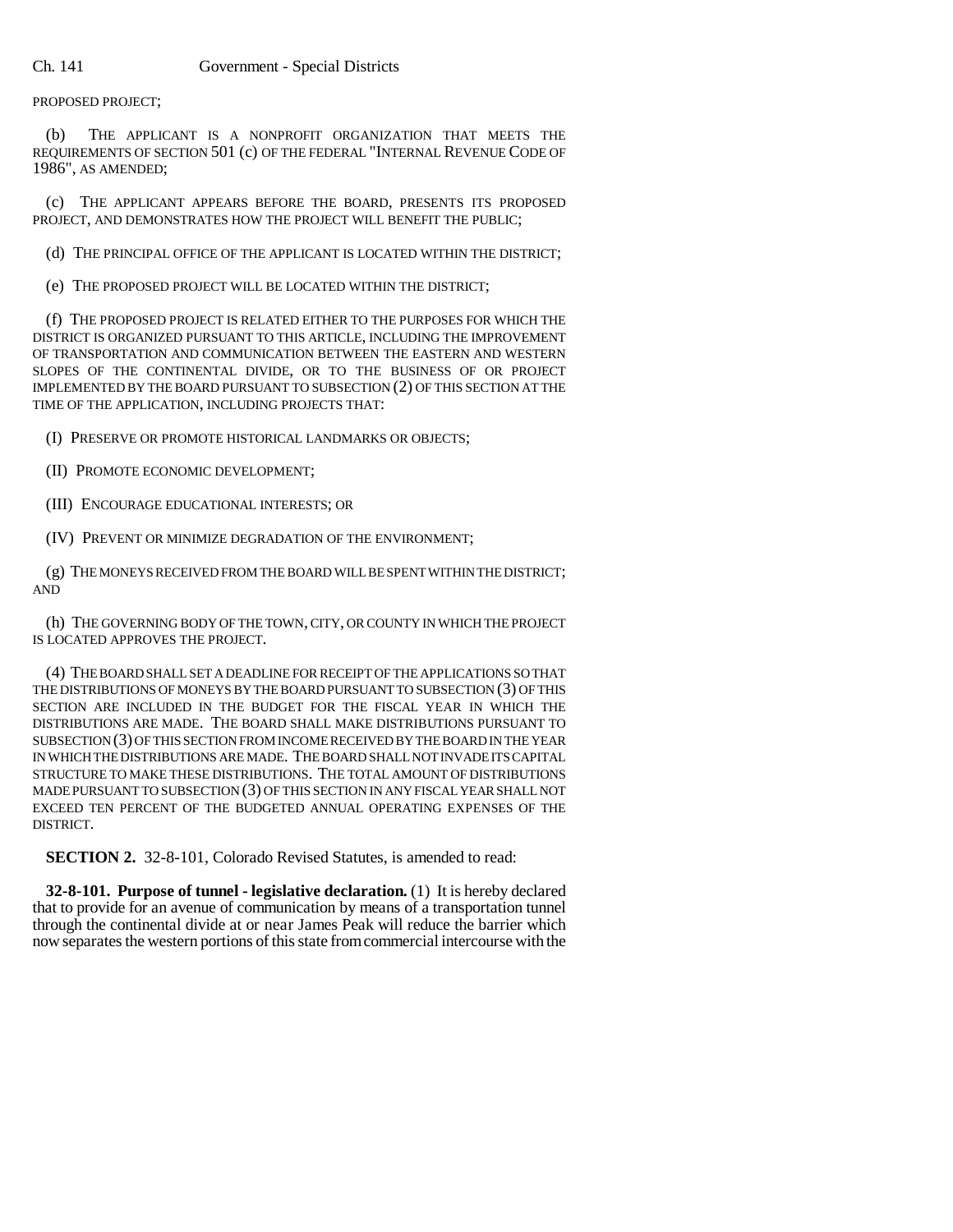PROPOSED PROJECT;

(b) THE APPLICANT IS A NONPROFIT ORGANIZATION THAT MEETS THE REQUIREMENTS OF SECTION 501 (c) OF THE FEDERAL "INTERNAL REVENUE CODE OF 1986", AS AMENDED;

(c) THE APPLICANT APPEARS BEFORE THE BOARD, PRESENTS ITS PROPOSED PROJECT, AND DEMONSTRATES HOW THE PROJECT WILL BENEFIT THE PUBLIC;

(d) THE PRINCIPAL OFFICE OF THE APPLICANT IS LOCATED WITHIN THE DISTRICT;

(e) THE PROPOSED PROJECT WILL BE LOCATED WITHIN THE DISTRICT;

(f) THE PROPOSED PROJECT IS RELATED EITHER TO THE PURPOSES FOR WHICH THE DISTRICT IS ORGANIZED PURSUANT TO THIS ARTICLE, INCLUDING THE IMPROVEMENT OF TRANSPORTATION AND COMMUNICATION BETWEEN THE EASTERN AND WESTERN SLOPES OF THE CONTINENTAL DIVIDE, OR TO THE BUSINESS OF OR PROJECT IMPLEMENTED BY THE BOARD PURSUANT TO SUBSECTION (2) OF THIS SECTION AT THE TIME OF THE APPLICATION, INCLUDING PROJECTS THAT:

(I) PRESERVE OR PROMOTE HISTORICAL LANDMARKS OR OBJECTS;

(II) PROMOTE ECONOMIC DEVELOPMENT;

(III) ENCOURAGE EDUCATIONAL INTERESTS; OR

(IV) PREVENT OR MINIMIZE DEGRADATION OF THE ENVIRONMENT;

(g) THE MONEYS RECEIVED FROM THE BOARD WILL BE SPENT WITHIN THE DISTRICT; AND

(h) THE GOVERNING BODY OF THE TOWN, CITY, OR COUNTY IN WHICH THE PROJECT IS LOCATED APPROVES THE PROJECT.

(4) THE BOARD SHALL SET A DEADLINE FOR RECEIPT OF THE APPLICATIONS SO THAT THE DISTRIBUTIONS OF MONEYS BY THE BOARD PURSUANT TO SUBSECTION (3) OF THIS SECTION ARE INCLUDED IN THE BUDGET FOR THE FISCAL YEAR IN WHICH THE DISTRIBUTIONS ARE MADE. THE BOARD SHALL MAKE DISTRIBUTIONS PURSUANT TO SUBSECTION (3) OF THIS SECTION FROM INCOME RECEIVED BY THE BOARD IN THE YEAR IN WHICH THE DISTRIBUTIONS ARE MADE. THE BOARD SHALL NOT INVADE ITS CAPITAL STRUCTURE TO MAKE THESE DISTRIBUTIONS. THE TOTAL AMOUNT OF DISTRIBUTIONS MADE PURSUANT TO SUBSECTION (3) OF THIS SECTION IN ANY FISCAL YEAR SHALL NOT EXCEED TEN PERCENT OF THE BUDGETED ANNUAL OPERATING EXPENSES OF THE DISTRICT.

**SECTION 2.** 32-8-101, Colorado Revised Statutes, is amended to read:

**32-8-101. Purpose of tunnel - legislative declaration.** (1) It is hereby declared that to provide for an avenue of communication by means of a transportation tunnel through the continental divide at or near James Peak will reduce the barrier which now separates the western portions of this state from commercial intercourse with the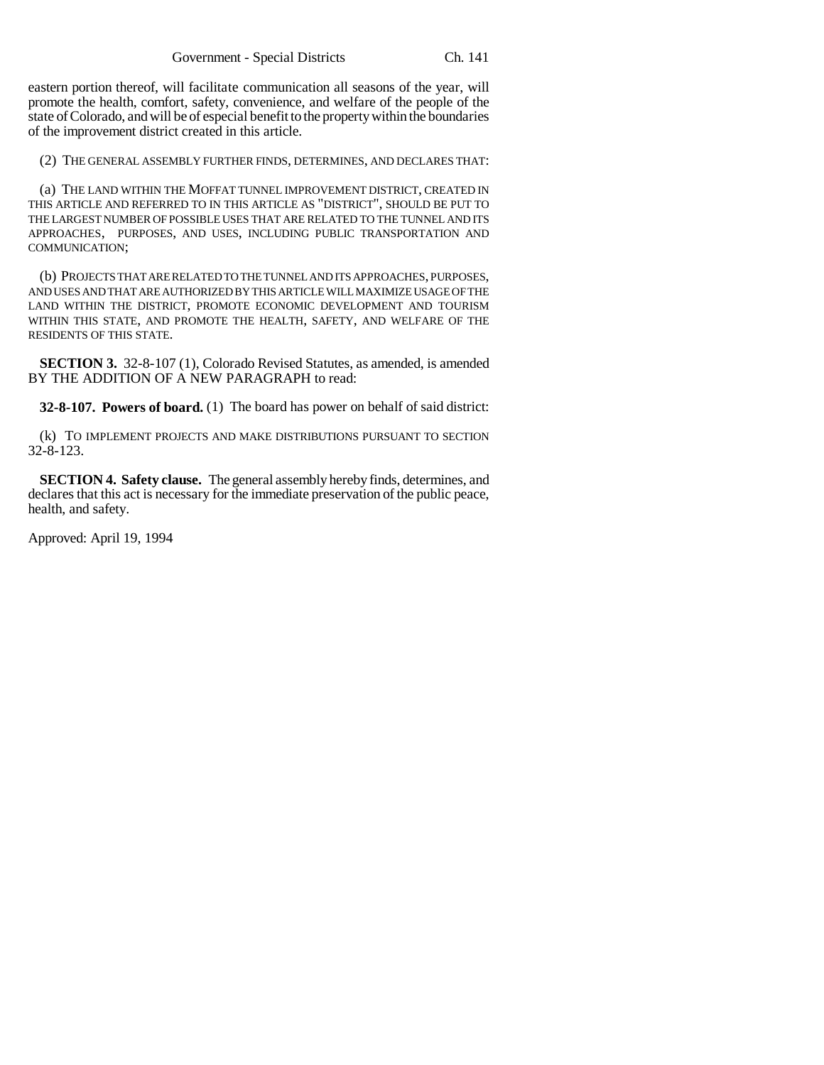eastern portion thereof, will facilitate communication all seasons of the year, will promote the health, comfort, safety, convenience, and welfare of the people of the state of Colorado, and will be of especial benefit to the property within the boundaries of the improvement district created in this article.

(2) THE GENERAL ASSEMBLY FURTHER FINDS, DETERMINES, AND DECLARES THAT:

(a) THE LAND WITHIN THE MOFFAT TUNNEL IMPROVEMENT DISTRICT, CREATED IN THIS ARTICLE AND REFERRED TO IN THIS ARTICLE AS "DISTRICT", SHOULD BE PUT TO THE LARGEST NUMBER OF POSSIBLE USES THAT ARE RELATED TO THE TUNNEL AND ITS APPROACHES, PURPOSES, AND USES, INCLUDING PUBLIC TRANSPORTATION AND COMMUNICATION;

(b) PROJECTS THAT ARE RELATED TO THE TUNNEL AND ITS APPROACHES, PURPOSES, AND USES AND THAT ARE AUTHORIZED BY THIS ARTICLE WILL MAXIMIZE USAGE OF THE LAND WITHIN THE DISTRICT, PROMOTE ECONOMIC DEVELOPMENT AND TOURISM WITHIN THIS STATE, AND PROMOTE THE HEALTH, SAFETY, AND WELFARE OF THE RESIDENTS OF THIS STATE.

**SECTION 3.** 32-8-107 (1), Colorado Revised Statutes, as amended, is amended BY THE ADDITION OF A NEW PARAGRAPH to read:

**32-8-107. Powers of board.** (1) The board has power on behalf of said district:

(k) TO IMPLEMENT PROJECTS AND MAKE DISTRIBUTIONS PURSUANT TO SECTION 32-8-123.

**SECTION 4. Safety clause.** The general assembly hereby finds, determines, and declares that this act is necessary for the immediate preservation of the public peace, health, and safety.

Approved: April 19, 1994